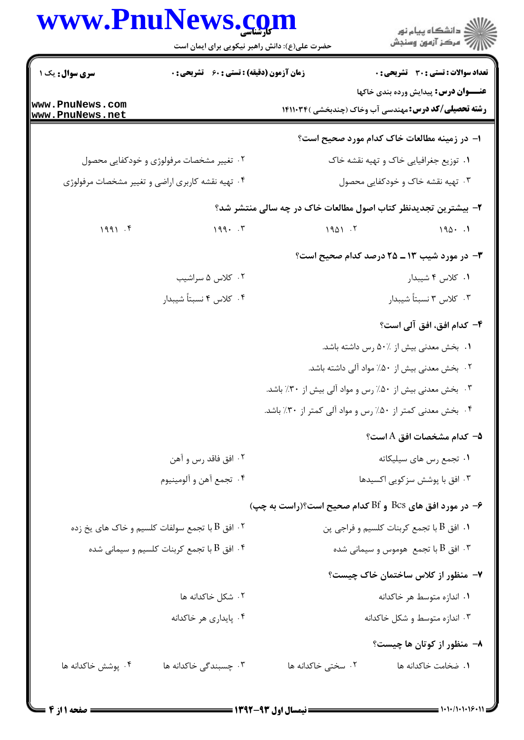| سری سوال: یک ۱ | زمان آزمون (دقیقه) : تستی : ۶۰ تشریحی : ۰ | تعداد سوالات : تستی : ۳۰ تشریحی : ۰ |
|---|---|---|

**عنـــوان درس:** پیدایش ورده بندی خاکها

**رشته تحصیلی/کد درس:** مهندسی آب وخاک (چندبخشی )۱۴۱۱۰۳۴

**۱- در زمینه مطالعات خاک کدام مورد صحیح است؟**

۱. توزیع جغرافیایی خاک و تهیه نقشه خاک

۲. تغییر مشخصات مرفولوژی و خودکفایی محصول

۳. تهیه نقشه خاک و خودکفایی محصول

۴. تهیه نقشه کاربری اراضی و تغییر مشخصات مرفولوژی

**۲- بیشترین تجدیدنظر کتاب اصول مطالعات خاک در چه سالی منتشر شد؟**

۱. ۱۹۵۰

۲. ۱۹۵۱

۳. ۱۹۹۰

۴. ۱۹۹۱

**۳- در مورد شیب ۱۳ ـ ۲۵ درصد کدام صحیح است؟**

۱. کلاس ۴ شیبدار

۲. کلاس ۵ سراشیب

۳. کلاس ۳ نسبتاً شیبدار

۴. کلاس ۴ نسبتاً شیبدار

**۴- کدام افق، افق آلی است؟**

۱. بخش معدنی بیش از ٪۵۰ رس داشته باشد.

۲. بخش معدنی بیش از ٪۵۰ مواد آلی داشته باشد.

۳. بخش معدنی بیش از ٪۵۰ رس و مواد آلی بیش از ٪۳۰ باشد.

۴. بخش معدنی کمتر از ٪۵۰ رس و مواد آلی کمتر از ٪۳۰ باشد.

**۵- کدام مشخصات افق A است؟**

۱. تجمع رس های سیلیکاته

۲. افق فاقد رس و آهن

۳. افق با پوشش سزکویی اکسیدها

۴. تجمع آهن و آلومینیوم

**۶- در مورد افق های Bcs و Bf کدام صحیح است؟(راست به چپ)**

۱. افق B با تجمع کربنات کلسیم و فراجی پن

۲. افق B با تجمع سولفات کلسیم و خاک های یخ زده

۳. افق B با تجمع هوموس و سیمانی شده

۴. افق B با تجمع کربنات کلسیم و سیمانی شده

**۷- منظور از کلاس ساختمان خاک چیست؟**

۱. اندازه متوسط هر خاکدانه

۲. شکل خاکدانه ها

۳. اندازه متوسط و شکل خاکدانه

۴. پایداری هر خاکدانه

**۸- منظور از کوتان ها چیست؟**

۱. ضخامت خاکدانه ها

۲. سختی خاکدانه ها

۳. چسبندگی خاکدانه ها

۴. پوشش خاکدانه ها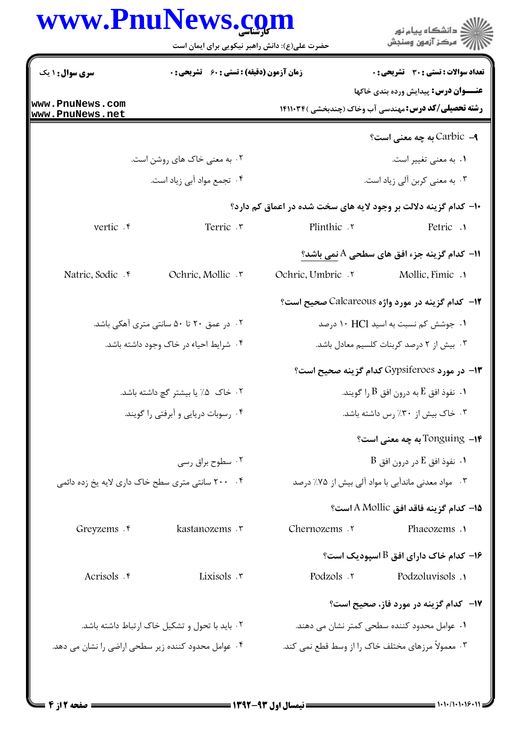**۹- Carbic به چه معنی است؟**

۱. به معنی تغییر است.

۲. به معنی خاک های روشن است.

۳. به معنی کربن آلی زیاد است.

۴. تجمع مواد آبی زیاد است.

**۱۰- کدام گزینه دلالت بر وجود لایه های سخت شده در اعماق کم دارد؟**

۱. Petric

۲. Plinthic

۳. Terric

۴. vertic

**۱۱- کدام گزینه جزء افق های سطحی A نمی باشد؟**

۱. Mollic، Fimic

۲. Ochric، Umbric

۳. Ochric، Mollic

۴. Natric، Sodic

**۱۲- کدام گزینه در مورد واژه Calcareous صحیح است؟**

۱. جوشش کم نسبت به اسید HCl ۱۰ درصد

۲. در عمق ۲۰ تا ۵۰ سانتی متری آهکی باشد.

۳. بیش از ۲ درصد کربنات کلسیم معادل باشد.

۴. شرایط احیاء در خاک وجود داشته باشد.

**۱۳- در مورد Gypsiferoes کدام گزینه صحیح است؟**

۱. نفوذ افق E به درون افق B را گویند.

۲. خاک ۵٪ یا بیشتر گچ داشته باشد.

۳. خاک بیش از ۳۰٪ رس داشته باشد.

۴. رسوبات دریایی و آبرفتی را گویند.

**۱۴- Tonguing به چه معنی است؟**

۱. نفوذ افق E در درون افق B

۲. سطوح براق رسی

۳. مواد معدنی ماندآبی با مواد آلی بیش از ۷۵٪ درصد

۴. ۲۰۰ سانتی متری سطح خاک داری لایه یخ زده دائمی

**۱۵- کدام گزینه فاقد افق A Mollic است؟**

۱. Phaeozems

۲. Chernozems

۳. kastanozems

۴. Greyzems

**۱۶- کدام خاک دارای افق B اسپودیک است؟**

۱. Podzoluvisols

۲. Podzols

۳. Lixisols

۴. Acrisols

**۱۷- کدام گزینه در مورد فاز، صحیح است؟**

۱. عوامل محدود کننده سطحی کمتر نشان می دهند.

۲. باید با تحول و تشکیل خاک ارتباط داشته باشد.

۳. معمولاً مرزهای مختلف خاک را از وسط قطع نمی کند.

۴. عوامل محدود کننده زیر سطحی اراضی را نشان می دهد.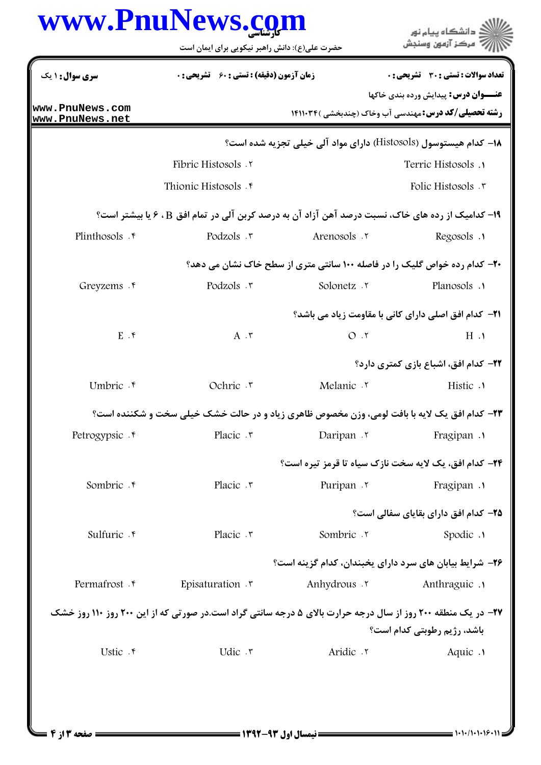**سری سوال:** ۱ یک | **زمان آزمون (دقیقه) : تستی :** ۶۰ **تشریحی :** ۰ | **تعداد سوالات : تستی :** ۳۰ **تشریحی :** ۰

**عنـــوان درس:** پیدایش ورده بندی خاکها

**رشته تحصیلی/کد درس:** مهندسی آب وخاک (چندبخشی )۱۴۱۱۰۳۴

۱۸- کدام هیستوسول (Histosols) دارای مواد آلی خیلی تجزیه شده است؟

۱. Terric Histosols
۲. Fibric Histosols
۳. Folic Histosols
۴. Thionic Histosols

۱۹- کدامیک از رده های خاک، نسبت درصد آهن آزاد آن به درصد کربن آلی در تمام افق B ، ۶ یا بیشتر است؟

۱. Regosols
۲. Arenosols
۳. Podzols
۴. Plinthosols

۲۰- کدام رده خواص گلیک را در فاصله ۱۰۰ سانتی متری از سطح خاک نشان می دهد؟

۱. Planosols
۲. Solonetz
۳. Podzols
۴. Greyzems

۲۱- کدام افق اصلی دارای کانی با مقاومت زیاد می باشد؟

۱. H
۲. O
۳. A
۴. E

۲۲- کدام افق، اشباع بازی کمتری دارد؟

۱. Histic
۲. Melanic
۳. Ochric
۴. Umbric

۲۳- کدام افق یک لایه با بافت لومی، وزن مخصوص ظاهری زیاد و در حالت خشک خیلی سخت و شکننده است؟

۱. Fragipan
۲. Daripan
۳. Placic
۴. Petrogypsic

۲۴- کدام افق، یک لایه سخت نازک سیاه تا قرمز تیره است؟

۱. Fragipan
۲. Puripan
۳. Placic
۴. Sombric

۲۵- کدام افق دارای بقایای سفالی است؟

۱. Spodic
۲. Sombric
۳. Placic
۴. Sulfuric

۲۶- شرایط بیابان های سرد دارای یخبندان، کدام گزینه است؟

۱. Anthraguic
۲. Anhydrous
۳. Episaturation
۴. Permafrost

۲۷- در یک منطقه ۲۰۰ روز از سال درجه حرارت بالای ۵ درجه سانتی گراد است.در صورتی که از این ۲۰۰ روز ۱۱۰ روز خشک باشد، رژیم رطوبتی کدام است؟

۱. Aquic
۲. Aridic
۳. Udic
۴. Ustic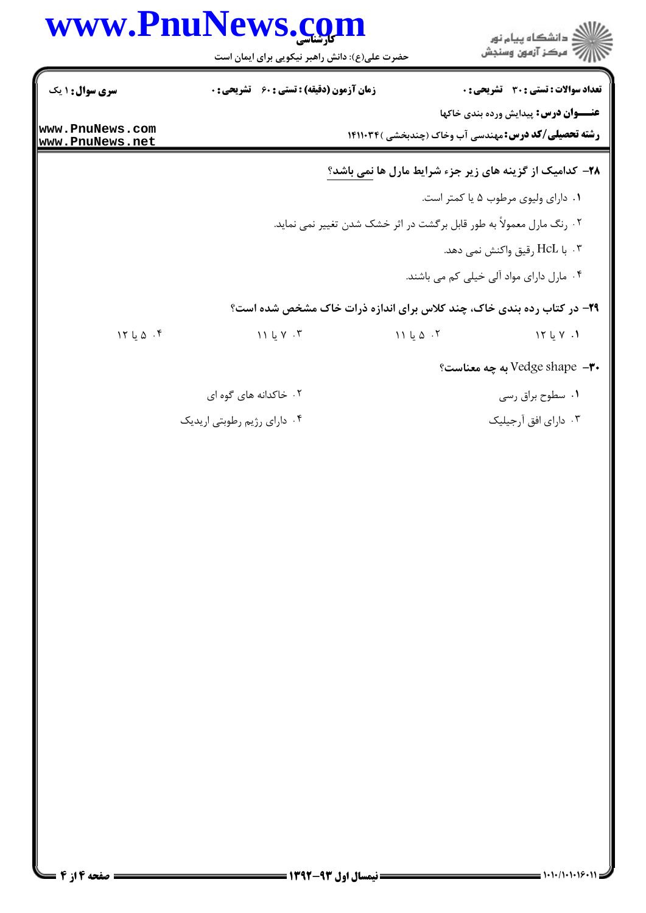**تعداد سوالات : تستی : ۳۰ تشریحی : ۰** | **زمان آزمون (دقیقه) : تستی : ۶۰ تشریحی : ۰** | **سری سوال : ۱ یک**

**عنـــوان درس:** پیدایش ورده بندی خاکها

**رشته تحصیلی/کد درس:** مهندسی آب وخاک (چندبخشی )۱۴۱۱۰۳۴

**۲۸- کدامیک از گزینه های زیر جزء شرایط مارل ها نمی باشد؟**

۱. دارای ولیوی مرطوب ۵ یا کمتر است.

۲. رنگ مارل معمولاً به طور قابل برگشت در اثر خشک شدن تغییر نمی نماید.

۳. با HcL رقیق واکنش نمی دهد.

۴. مارل دارای مواد آلی خیلی کم می باشند.

**۲۹- در کتاب رده بندی خاک، چند کلاس برای اندازه ذرات خاک مشخص شده است؟**

۱. ۷ یا ۱۲ ۲. ۵ یا ۱۱ ۳. ۷ یا ۱۱ ۴. ۵ یا ۱۲

**۳۰- Vedge shape به چه معناست؟**

۱. سطوح براق رسی

۲. خاکدانه های گوه ای

۳. دارای افق آرجیلیک

۴. دارای رژیم رطوبتی اریدیک